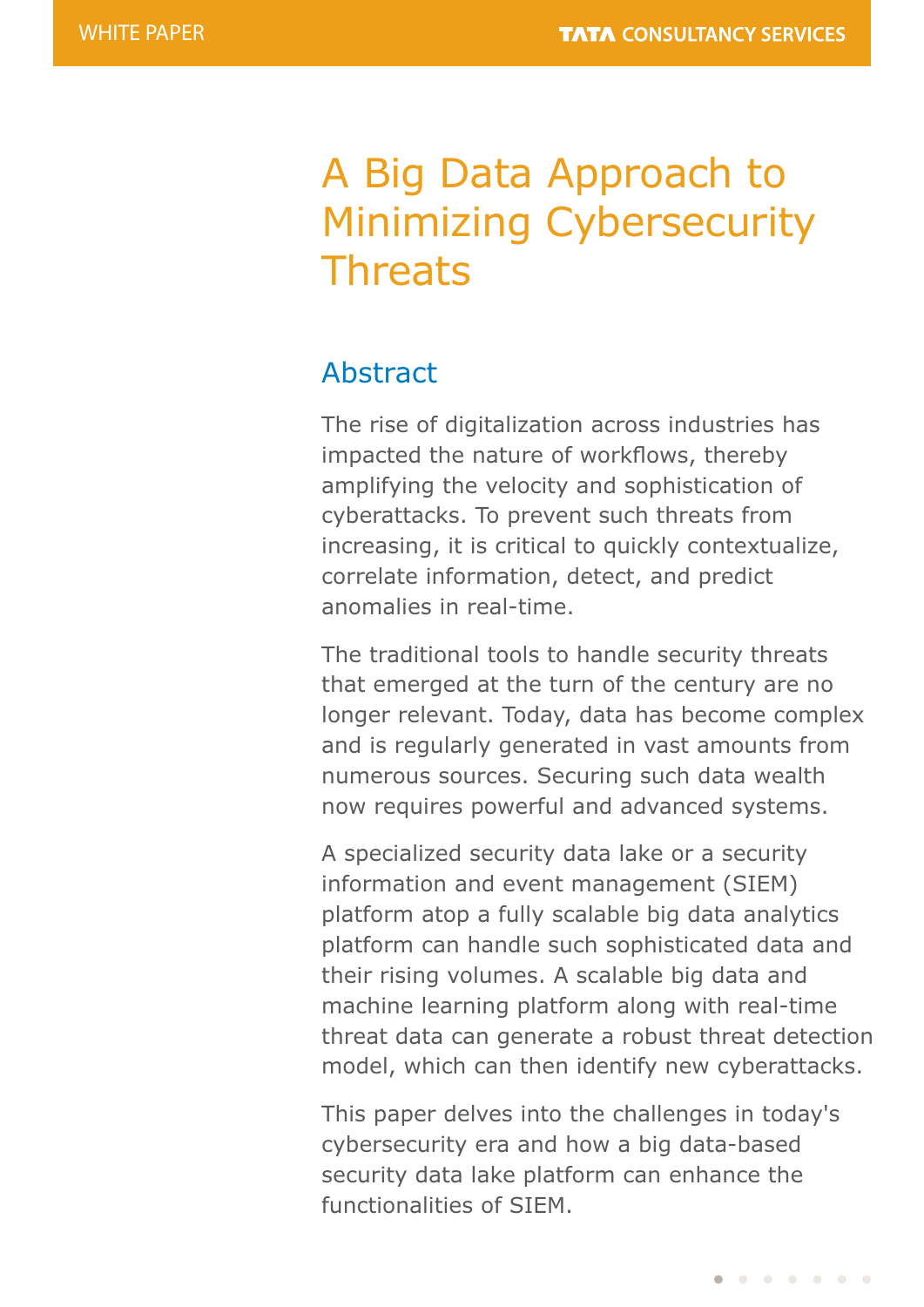# A Big Data Approach to Minimizing Cybersecurity Threats

## Abstract

The rise of digitalization across industries has impacted the nature of workflows, thereby amplifying the velocity and sophistication of cyberattacks. To prevent such threats from increasing, it is critical to quickly contextualize, correlate information, detect, and predict anomalies in real-time.

The traditional tools to handle security threats that emerged at the turn of the century are no longer relevant. Today, data has become complex and is regularly generated in vast amounts from numerous sources. Securing such data wealth now requires powerful and advanced systems.

A specialized security data lake or a security information and event management (SIEM) platform atop a fully scalable big data analytics platform can handle such sophisticated data and their rising volumes. A scalable big data and machine learning platform along with real-time threat data can generate a robust threat detection model, which can then identify new cyberattacks.

This paper delves into the challenges in today's cybersecurity era and how a big data-based security data lake platform can enhance the functionalities of SIEM.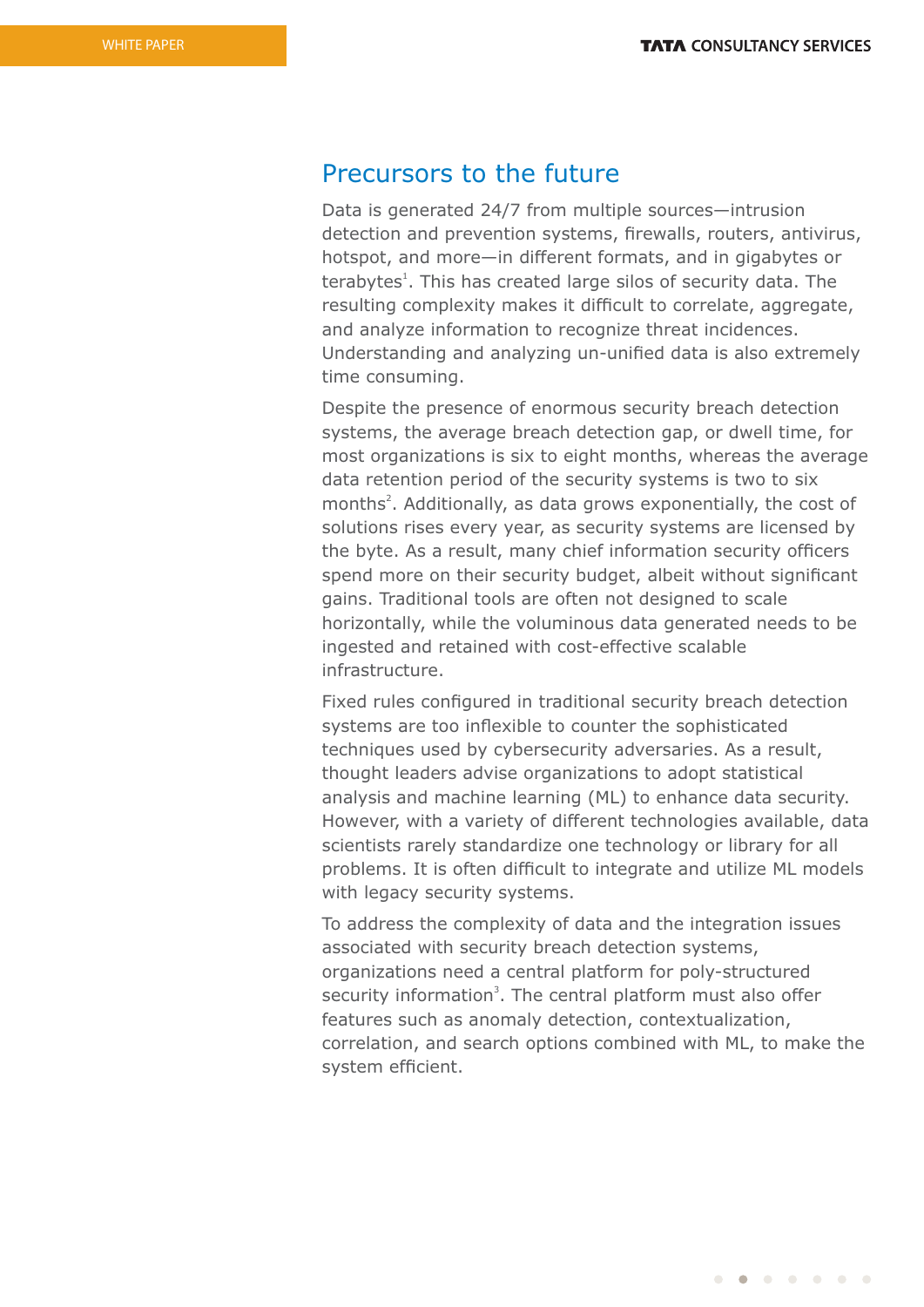## Precursors to the future

Data is generated 24/7 from multiple sources—intrusion detection and prevention systems, firewalls, routers, antivirus, hotspot, and more—in different formats, and in gigabytes or terabytes[1]. This has created large silos of security data. The resulting complexity makes it difficult to correlate, aggregate, and analyze information to recognize threat incidences. Understanding and analyzing un-unified data is also extremely time consuming.

Despite the presence of enormous security breach detection systems, the average breach detection gap, or dwell time, for most organizations is six to eight months, whereas the average data retention period of the security systems is two to six months[2]. Additionally, as data grows exponentially, the cost of solutions rises every year, as security systems are licensed by the byte. As a result, many chief information security officers spend more on their security budget, albeit without significant gains. Traditional tools are often not designed to scale horizontally, while the voluminous data generated needs to be ingested and retained with cost-effective scalable infrastructure.

Fixed rules configured in traditional security breach detection systems are too inflexible to counter the sophisticated techniques used by cybersecurity adversaries. As a result, thought leaders advise organizations to adopt statistical analysis and machine learning (ML) to enhance data security. However, with a variety of different technologies available, data scientists rarely standardize one technology or library for all problems. It is often difficult to integrate and utilize ML models with legacy security systems.

To address the complexity of data and the integration issues associated with security breach detection systems, organizations need a central platform for poly-structured security information[3]. The central platform must also offer features such as anomaly detection, contextualization, correlation, and search options combined with ML, to make the system efficient.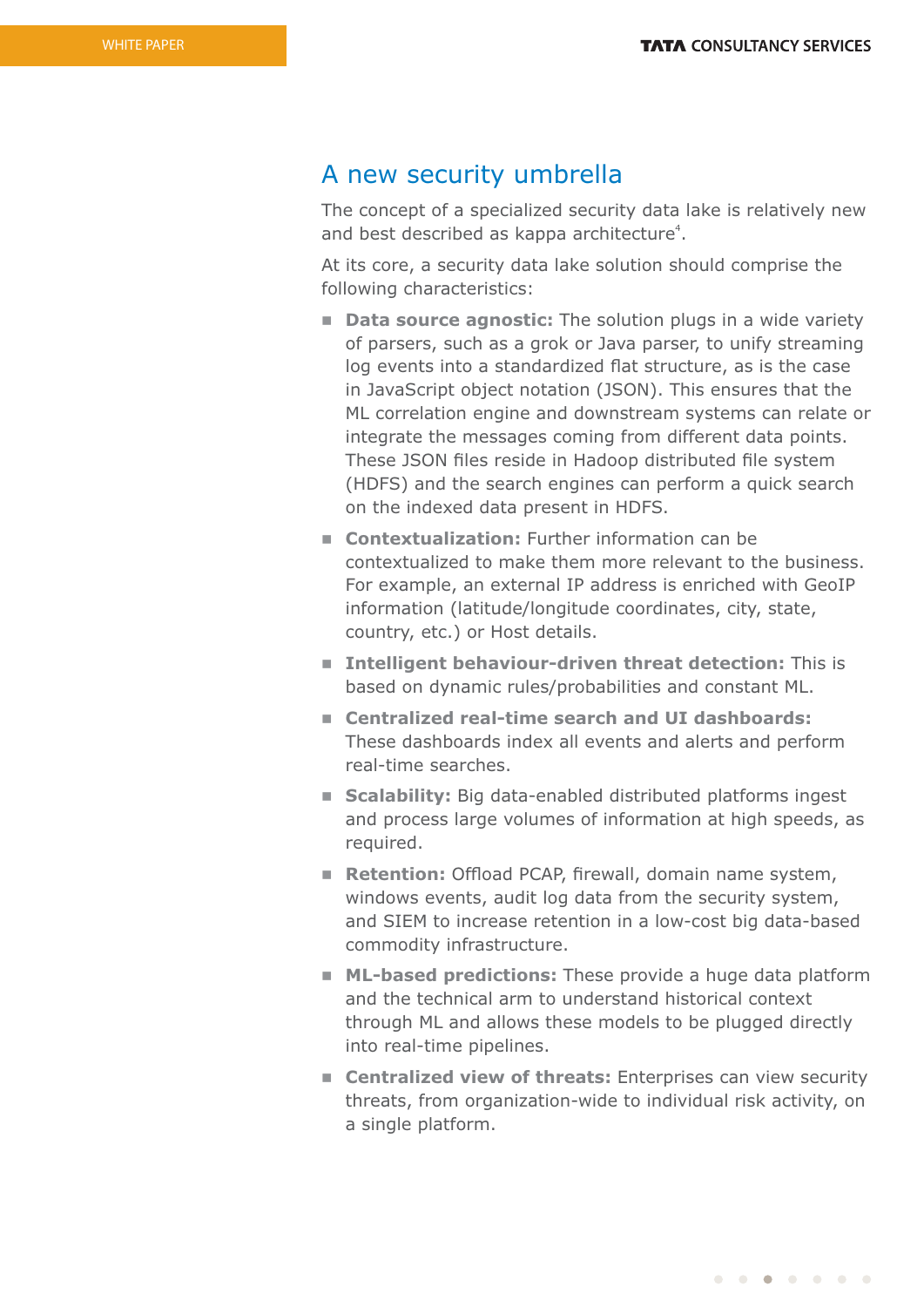## A new security umbrella

The concept of a specialized security data lake is relatively new and best described as kappa architecture[4].

At its core, a security data lake solution should comprise the following characteristics:

- **Data source agnostic:** The solution plugs in a wide variety of parsers, such as a grok or Java parser, to unify streaming log events into a standardized flat structure, as is the case in JavaScript object notation (JSON). This ensures that the ML correlation engine and downstream systems can relate or integrate the messages coming from different data points. These JSON files reside in Hadoop distributed file system (HDFS) and the search engines can perform a quick search on the indexed data present in HDFS.
- **Contextualization:** Further information can be contextualized to make them more relevant to the business. For example, an external IP address is enriched with GeoIP information (latitude/longitude coordinates, city, state, country, etc.) or Host details.
- **Intelligent behaviour-driven threat detection:** This is based on dynamic rules/probabilities and constant ML.
- **Centralized real-time search and UI dashboards:** These dashboards index all events and alerts and perform real-time searches.
- **Scalability:** Big data-enabled distributed platforms ingest and process large volumes of information at high speeds, as required.
- **Retention:** Offload PCAP, firewall, domain name system, windows events, audit log data from the security system, and SIEM to increase retention in a low-cost big data-based commodity infrastructure.
- **ML-based predictions:** These provide a huge data platform and the technical arm to understand historical context through ML and allows these models to be plugged directly into real-time pipelines.
- **Centralized view of threats:** Enterprises can view security threats, from organization-wide to individual risk activity, on a single platform.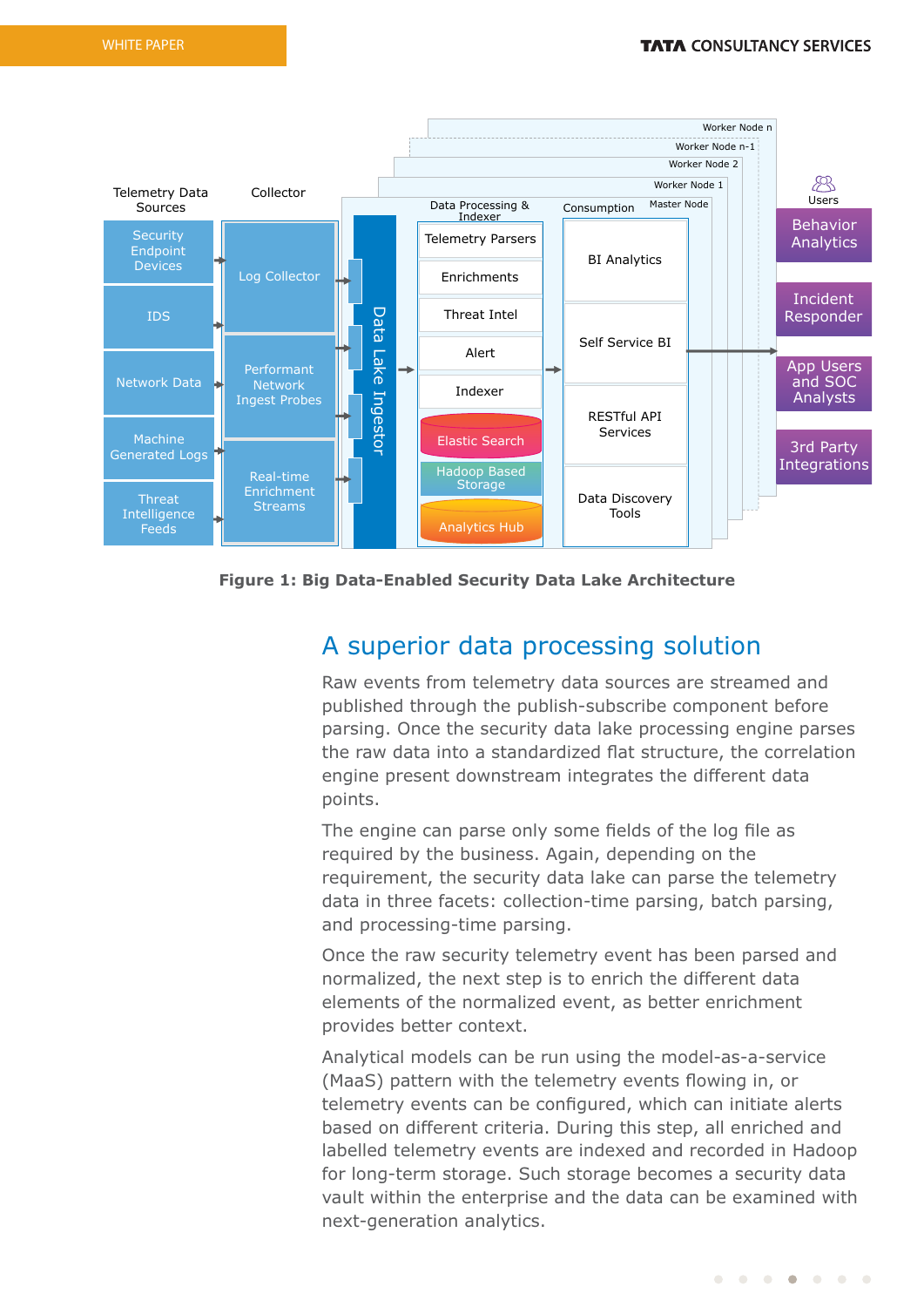Figure 1: Big Data-Enabled Security Data Lake Architecture

## A superior data processing solution

Raw events from telemetry data sources are streamed and published through the publish-subscribe component before parsing. Once the security data lake processing engine parses the raw data into a standardized flat structure, the correlation engine present downstream integrates the different data points.

The engine can parse only some fields of the log file as required by the business. Again, depending on the requirement, the security data lake can parse the telemetry data in three facets: collection-time parsing, batch parsing, and processing-time parsing.

Once the raw security telemetry event has been parsed and normalized, the next step is to enrich the different data elements of the normalized event, as better enrichment provides better context.

Analytical models can be run using the model-as-a-service (MaaS) pattern with the telemetry events flowing in, or telemetry events can be configured, which can initiate alerts based on different criteria. During this step, all enriched and labelled telemetry events are indexed and recorded in Hadoop for long-term storage. Such storage becomes a security data vault within the enterprise and the data can be examined with next-generation analytics.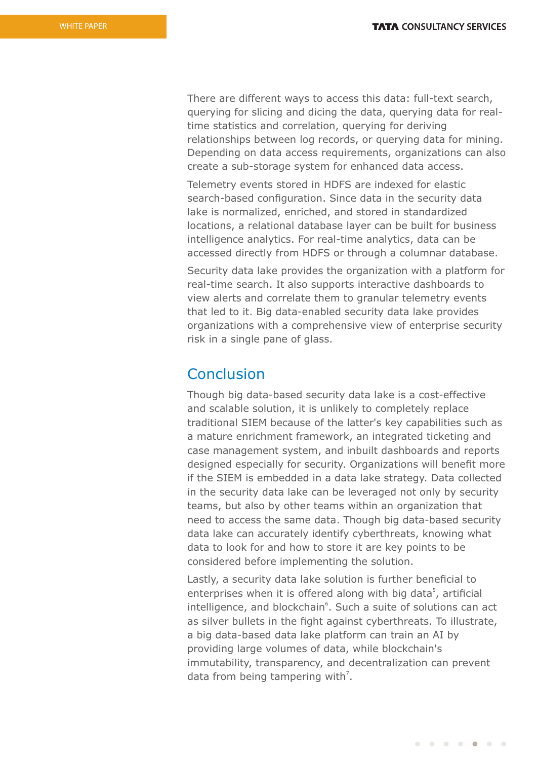There are different ways to access this data: full-text search, querying for slicing and dicing the data, querying data for real-time statistics and correlation, querying for deriving relationships between log records, or querying data for mining. Depending on data access requirements, organizations can also create a sub-storage system for enhanced data access.

Telemetry events stored in HDFS are indexed for elastic search-based configuration. Since data in the security data lake is normalized, enriched, and stored in standardized locations, a relational database layer can be built for business intelligence analytics. For real-time analytics, data can be accessed directly from HDFS or through a columnar database.

Security data lake provides the organization with a platform for real-time search. It also supports interactive dashboards to view alerts and correlate them to granular telemetry events that led to it. Big data-enabled security data lake provides organizations with a comprehensive view of enterprise security risk in a single pane of glass.

## Conclusion

Though big data-based security data lake is a cost-effective and scalable solution, it is unlikely to completely replace traditional SIEM because of the latter's key capabilities such as a mature enrichment framework, an integrated ticketing and case management system, and inbuilt dashboards and reports designed especially for security. Organizations will benefit more if the SIEM is embedded in a data lake strategy. Data collected in the security data lake can be leveraged not only by security teams, but also by other teams within an organization that need to access the same data. Though big data-based security data lake can accurately identify cyberthreats, knowing what data to look for and how to store it are key points to be considered before implementing the solution.

Lastly, a security data lake solution is further beneficial to enterprises when it is offered along with big data[5], artificial intelligence, and blockchain[6]. Such a suite of solutions can act as silver bullets in the fight against cyberthreats. To illustrate, a big data-based data lake platform can train an AI by providing large volumes of data, while blockchain's immutability, transparency, and decentralization can prevent data from being tampering with[7].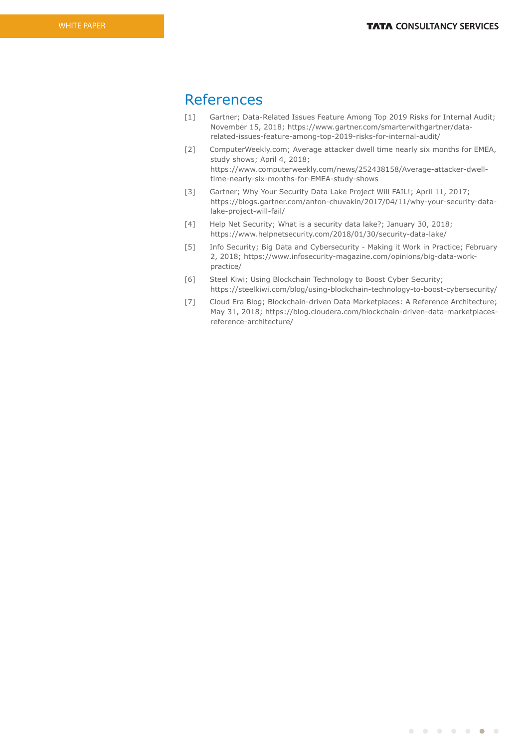## References

[1] Gartner; Data-Related Issues Feature Among Top 2019 Risks for Internal Audit; November 15, 2018; https://www.gartner.com/smarterwithgartner/data-related-issues-feature-among-top-2019-risks-for-internal-audit/

[2] ComputerWeekly.com; Average attacker dwell time nearly six months for EMEA, study shows; April 4, 2018; https://www.computerweekly.com/news/252438158/Average-attacker-dwell-time-nearly-six-months-for-EMEA-study-shows

[3] Gartner; Why Your Security Data Lake Project Will FAIL!; April 11, 2017; https://blogs.gartner.com/anton-chuvakin/2017/04/11/why-your-security-data-lake-project-will-fail/

[4] Help Net Security; What is a security data lake?; January 30, 2018; https://www.helpnetsecurity.com/2018/01/30/security-data-lake/

[5] Info Security; Big Data and Cybersecurity - Making it Work in Practice; February 2, 2018; https://www.infosecurity-magazine.com/opinions/big-data-work-practice/

[6] Steel Kiwi; Using Blockchain Technology to Boost Cyber Security; https://steelkiwi.com/blog/using-blockchain-technology-to-boost-cybersecurity/

[7] Cloud Era Blog; Blockchain-driven Data Marketplaces: A Reference Architecture; May 31, 2018; https://blog.cloudera.com/blockchain-driven-data-marketplaces-reference-architecture/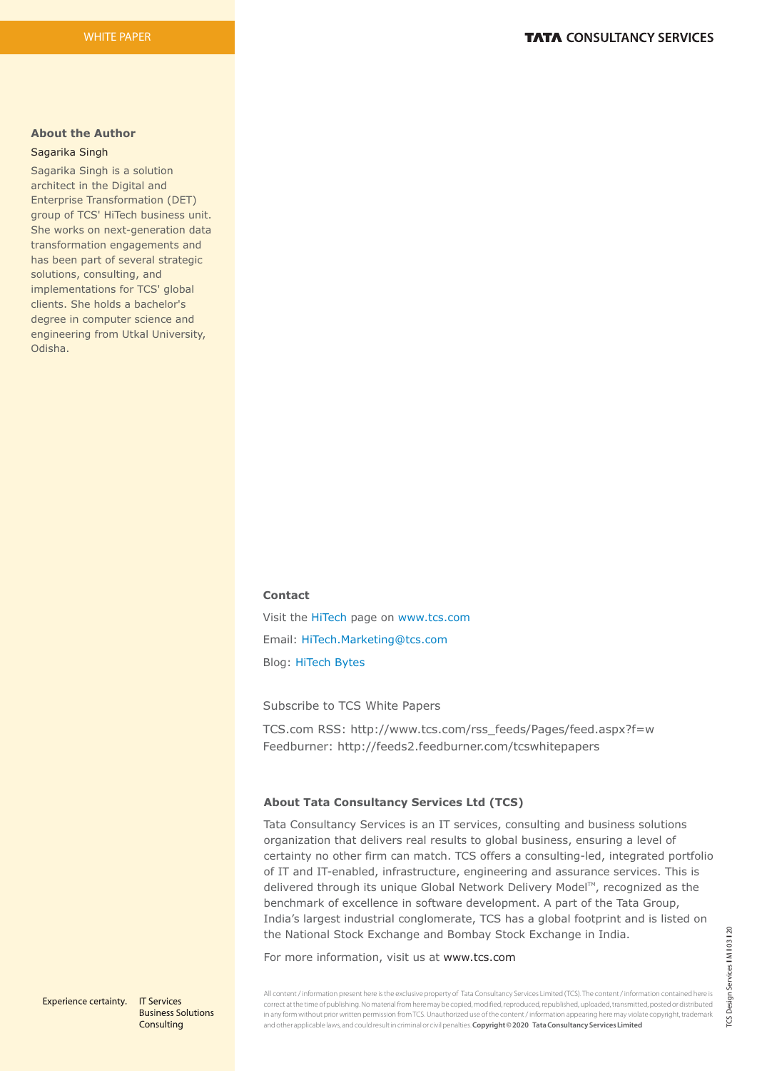## About the Author

Sagarika Singh

Sagarika Singh is a solution architect in the Digital and Enterprise Transformation (DET) group of TCS' HiTech business unit. She works on next-generation data transformation engagements and has been part of several strategic solutions, consulting, and implementations for TCS' global clients. She holds a bachelor's degree in computer science and engineering from Utkal University, Odisha.

## Contact

Visit the HiTech page on www.tcs.com

Email: HiTech.Marketing@tcs.com

Blog: HiTech Bytes

Subscribe to TCS White Papers

TCS.com RSS: http://www.tcs.com/rss_feeds/Pages/feed.aspx?f=w
Feedburner: http://feeds2.feedburner.com/tcswhitepapers

## About Tata Consultancy Services Ltd (TCS)

Tata Consultancy Services is an IT services, consulting and business solutions organization that delivers real results to global business, ensuring a level of certainty no other firm can match. TCS offers a consulting-led, integrated portfolio of IT and IT-enabled, infrastructure, engineering and assurance services. This is delivered through its unique Global Network Delivery Model™, recognized as the benchmark of excellence in software development. A part of the Tata Group, India's largest industrial conglomerate, TCS has a global footprint and is listed on the National Stock Exchange and Bombay Stock Exchange in India.

For more information, visit us at www.tcs.com

Experience certainty. IT Services
Business Solutions
Consulting

All content / information present here is the exclusive property of Tata Consultancy Services Limited (TCS). The content / information contained here is correct at the time of publishing. No material from here may be copied, modified, reproduced, republished, uploaded, transmitted, posted or distributed in any form without prior written permission from TCS. Unauthorized use of the content / information appearing here may violate copyright, trademark and other applicable laws, and could result in criminal or civil penalties. **Copyright © 2020 Tata Consultancy Services Limited**

TCS Design Services I M I 03 I 20